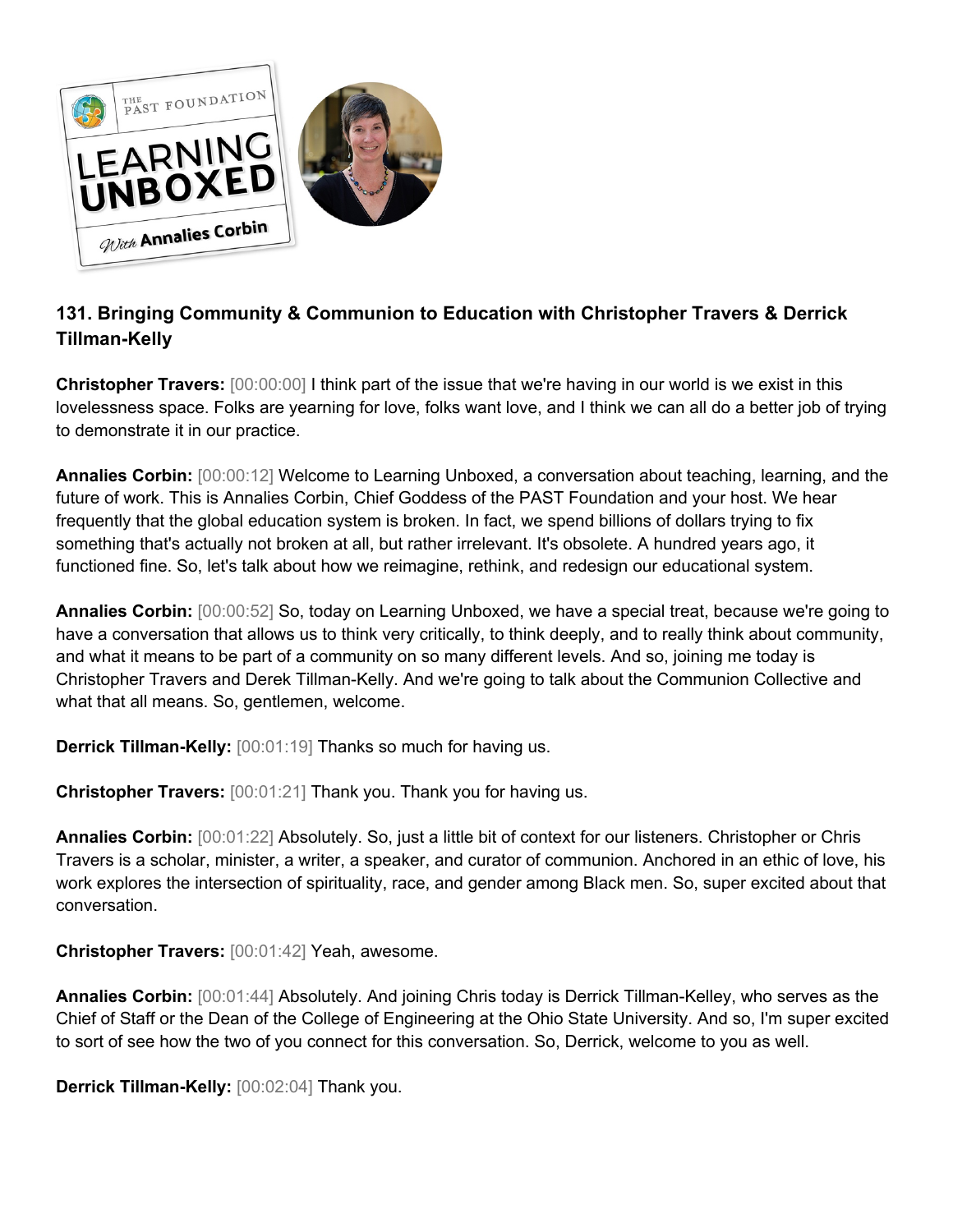## 131. Bringing Community & Communion to Education with Christopher Travers & Derrick Tillman-Kelly

**Christopher Travers:** [00:00:00] I think part of the issue that we're having in our world is we exist in this lovelessness space. Folks are yearning for love, folks want love, and I think we can all do a better job of trying to demonstrate it in our practice.

**Annalies Corbin:** [00:00:12] Welcome to Learning Unboxed, a conversation about teaching, learning, and the future of work. This is Annalies Corbin, Chief Goddess of the PAST Foundation and your host. We hear frequently that the global education system is broken. In fact, we spend billions of dollars trying to fix something that's actually not broken at all, but rather irrelevant. It's obsolete. A hundred years ago, it functioned fine. So, let's talk about how we reimagine, rethink, and redesign our educational system.

**Annalies Corbin:** [00:00:52] So, today on Learning Unboxed, we have a special treat, because we're going to have a conversation that allows us to think very critically, to think deeply, and to really think about community, and what it means to be part of a community on so many different levels. And so, joining me today is Christopher Travers and Derek Tillman-Kelly. And we're going to talk about the Communion Collective and what that all means. So, gentlemen, welcome.

**Derrick Tillman-Kelly:** [00:01:19] Thanks so much for having us.

**Christopher Travers:** [00:01:21] Thank you. Thank you for having us.

**Annalies Corbin:** [00:01:22] Absolutely. So, just a little bit of context for our listeners. Christopher or Chris Travers is a scholar, minister, a writer, a speaker, and curator of communion. Anchored in an ethic of love, his work explores the intersection of spirituality, race, and gender among Black men. So, super excited about that conversation.

**Christopher Travers:** [00:01:42] Yeah, awesome.

**Annalies Corbin:** [00:01:44] Absolutely. And joining Chris today is Derrick Tillman-Kelley, who serves as the Chief of Staff or the Dean of the College of Engineering at the Ohio State University. And so, I'm super excited to sort of see how the two of you connect for this conversation. So, Derrick, welcome to you as well.

**Derrick Tillman-Kelly:** [00:02:04] Thank you.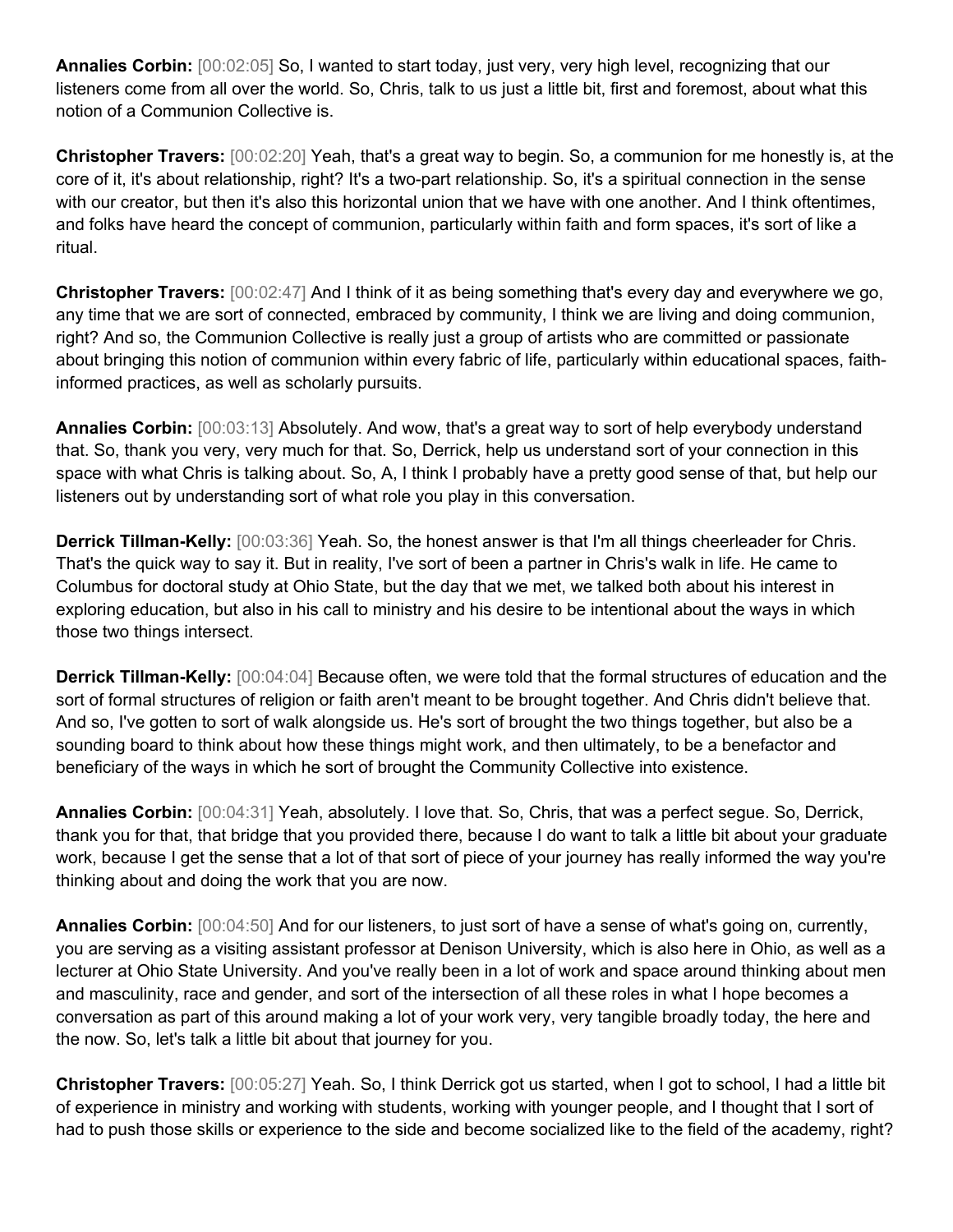**Annalies Corbin:** [00:02:05] So, I wanted to start today, just very, very high level, recognizing that our listeners come from all over the world. So, Chris, talk to us just a little bit, first and foremost, about what this notion of a Communion Collective is.

**Christopher Travers:** [00:02:20] Yeah, that's a great way to begin. So, a communion for me honestly is, at the core of it, it's about relationship, right? It's a two-part relationship. So, it's a spiritual connection in the sense with our creator, but then it's also this horizontal union that we have with one another. And I think oftentimes, and folks have heard the concept of communion, particularly within faith and form spaces, it's sort of like a ritual.

**Christopher Travers:** [00:02:47] And I think of it as being something that's every day and everywhere we go, any time that we are sort of connected, embraced by community, I think we are living and doing communion, right? And so, the Communion Collective is really just a group of artists who are committed or passionate about bringing this notion of communion within every fabric of life, particularly within educational spaces, faith-informed practices, as well as scholarly pursuits.

**Annalies Corbin:** [00:03:13] Absolutely. And wow, that's a great way to sort of help everybody understand that. So, thank you very, very much for that. So, Derrick, help us understand sort of your connection in this space with what Chris is talking about. So, A, I think I probably have a pretty good sense of that, but help our listeners out by understanding sort of what role you play in this conversation.

**Derrick Tillman-Kelly:** [00:03:36] Yeah. So, the honest answer is that I'm all things cheerleader for Chris. That's the quick way to say it. But in reality, I've sort of been a partner in Chris's walk in life. He came to Columbus for doctoral study at Ohio State, but the day that we met, we talked both about his interest in exploring education, but also in his call to ministry and his desire to be intentional about the ways in which those two things intersect.

**Derrick Tillman-Kelly:** [00:04:04] Because often, we were told that the formal structures of education and the sort of formal structures of religion or faith aren't meant to be brought together. And Chris didn't believe that. And so, I've gotten to sort of walk alongside us. He's sort of brought the two things together, but also be a sounding board to think about how these things might work, and then ultimately, to be a benefactor and beneficiary of the ways in which he sort of brought the Community Collective into existence.

**Annalies Corbin:** [00:04:31] Yeah, absolutely. I love that. So, Chris, that was a perfect segue. So, Derrick, thank you for that, that bridge that you provided there, because I do want to talk a little bit about your graduate work, because I get the sense that a lot of that sort of piece of your journey has really informed the way you're thinking about and doing the work that you are now.

**Annalies Corbin:** [00:04:50] And for our listeners, to just sort of have a sense of what's going on, currently, you are serving as a visiting assistant professor at Denison University, which is also here in Ohio, as well as a lecturer at Ohio State University. And you've really been in a lot of work and space around thinking about men and masculinity, race and gender, and sort of the intersection of all these roles in what I hope becomes a conversation as part of this around making a lot of your work very, very tangible broadly today, the here and the now. So, let's talk a little bit about that journey for you.

**Christopher Travers:** [00:05:27] Yeah. So, I think Derrick got us started, when I got to school, I had a little bit of experience in ministry and working with students, working with younger people, and I thought that I sort of had to push those skills or experience to the side and become socialized like to the field of the academy, right?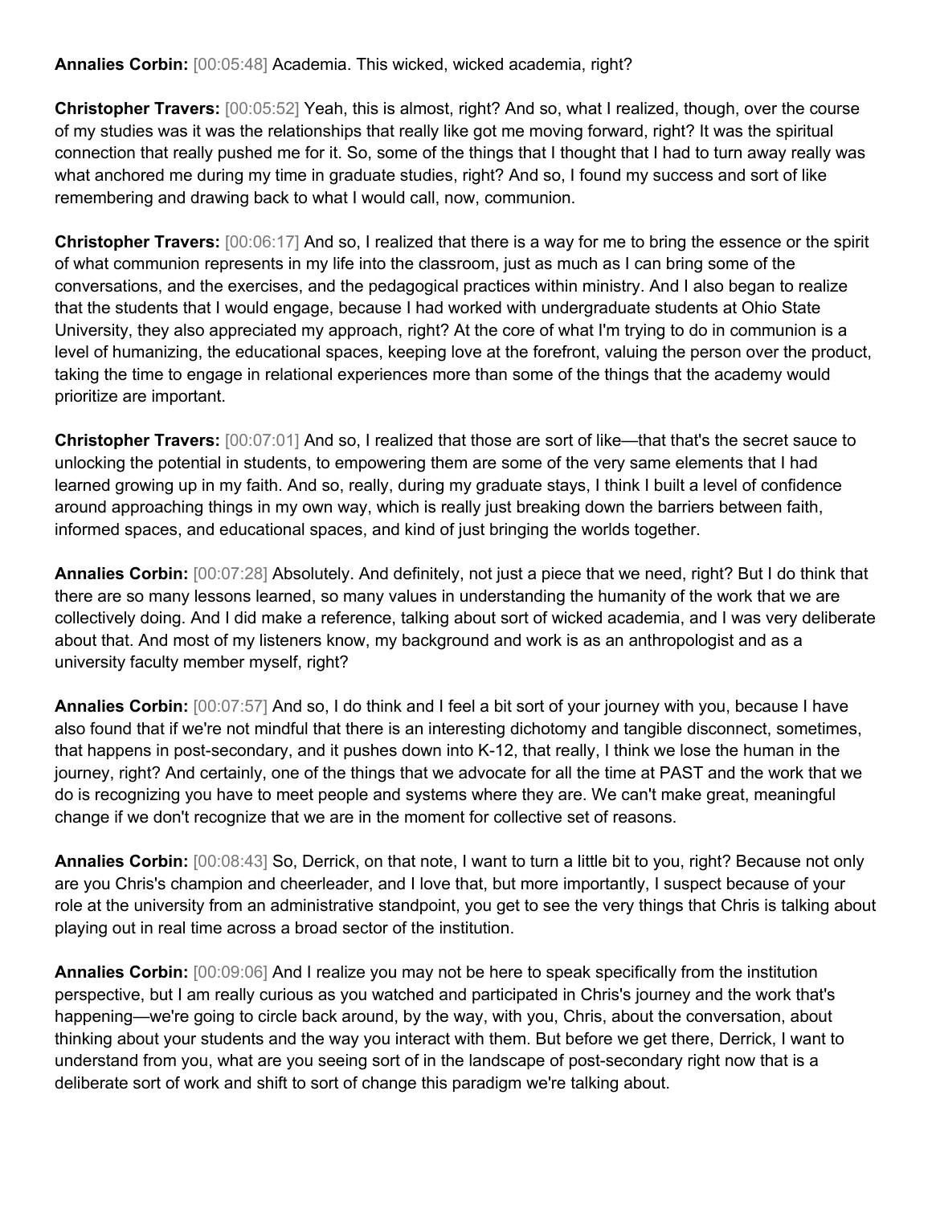**Annalies Corbin:** [00:05:48] Academia. This wicked, wicked academia, right?

**Christopher Travers:** [00:05:52] Yeah, this is almost, right? And so, what I realized, though, over the course of my studies was it was the relationships that really like got me moving forward, right? It was the spiritual connection that really pushed me for it. So, some of the things that I thought that I had to turn away really was what anchored me during my time in graduate studies, right? And so, I found my success and sort of like remembering and drawing back to what I would call, now, communion.

**Christopher Travers:** [00:06:17] And so, I realized that there is a way for me to bring the essence or the spirit of what communion represents in my life into the classroom, just as much as I can bring some of the conversations, and the exercises, and the pedagogical practices within ministry. And I also began to realize that the students that I would engage, because I had worked with undergraduate students at Ohio State University, they also appreciated my approach, right? At the core of what I'm trying to do in communion is a level of humanizing, the educational spaces, keeping love at the forefront, valuing the person over the product, taking the time to engage in relational experiences more than some of the things that the academy would prioritize are important.

**Christopher Travers:** [00:07:01] And so, I realized that those are sort of like—that that's the secret sauce to unlocking the potential in students, to empowering them are some of the very same elements that I had learned growing up in my faith. And so, really, during my graduate stays, I think I built a level of confidence around approaching things in my own way, which is really just breaking down the barriers between faith, informed spaces, and educational spaces, and kind of just bringing the worlds together.

**Annalies Corbin:** [00:07:28] Absolutely. And definitely, not just a piece that we need, right? But I do think that there are so many lessons learned, so many values in understanding the humanity of the work that we are collectively doing. And I did make a reference, talking about sort of wicked academia, and I was very deliberate about that. And most of my listeners know, my background and work is as an anthropologist and as a university faculty member myself, right?

**Annalies Corbin:** [00:07:57] And so, I do think and I feel a bit sort of your journey with you, because I have also found that if we're not mindful that there is an interesting dichotomy and tangible disconnect, sometimes, that happens in post-secondary, and it pushes down into K-12, that really, I think we lose the human in the journey, right? And certainly, one of the things that we advocate for all the time at PAST and the work that we do is recognizing you have to meet people and systems where they are. We can't make great, meaningful change if we don't recognize that we are in the moment for collective set of reasons.

**Annalies Corbin:** [00:08:43] So, Derrick, on that note, I want to turn a little bit to you, right? Because not only are you Chris's champion and cheerleader, and I love that, but more importantly, I suspect because of your role at the university from an administrative standpoint, you get to see the very things that Chris is talking about playing out in real time across a broad sector of the institution.

**Annalies Corbin:** [00:09:06] And I realize you may not be here to speak specifically from the institution perspective, but I am really curious as you watched and participated in Chris's journey and the work that's happening—we're going to circle back around, by the way, with you, Chris, about the conversation, about thinking about your students and the way you interact with them. But before we get there, Derrick, I want to understand from you, what are you seeing sort of in the landscape of post-secondary right now that is a deliberate sort of work and shift to sort of change this paradigm we're talking about.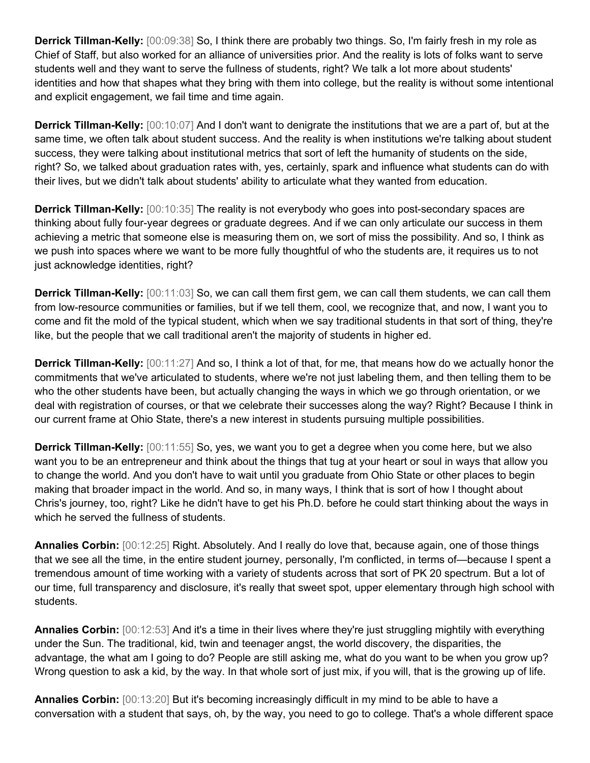**Derrick Tillman-Kelly:** [00:09:38] So, I think there are probably two things. So, I'm fairly fresh in my role as Chief of Staff, but also worked for an alliance of universities prior. And the reality is lots of folks want to serve students well and they want to serve the fullness of students, right? We talk a lot more about students' identities and how that shapes what they bring with them into college, but the reality is without some intentional and explicit engagement, we fail time and time again.

**Derrick Tillman-Kelly:** [00:10:07] And I don't want to denigrate the institutions that we are a part of, but at the same time, we often talk about student success. And the reality is when institutions we're talking about student success, they were talking about institutional metrics that sort of left the humanity of students on the side, right? So, we talked about graduation rates with, yes, certainly, spark and influence what students can do with their lives, but we didn't talk about students' ability to articulate what they wanted from education.

**Derrick Tillman-Kelly:** [00:10:35] The reality is not everybody who goes into post-secondary spaces are thinking about fully four-year degrees or graduate degrees. And if we can only articulate our success in them achieving a metric that someone else is measuring them on, we sort of miss the possibility. And so, I think as we push into spaces where we want to be more fully thoughtful of who the students are, it requires us to not just acknowledge identities, right?

**Derrick Tillman-Kelly:** [00:11:03] So, we can call them first gem, we can call them students, we can call them from low-resource communities or families, but if we tell them, cool, we recognize that, and now, I want you to come and fit the mold of the typical student, which when we say traditional students in that sort of thing, they're like, but the people that we call traditional aren't the majority of students in higher ed.

**Derrick Tillman-Kelly:** [00:11:27] And so, I think a lot of that, for me, that means how do we actually honor the commitments that we've articulated to students, where we're not just labeling them, and then telling them to be who the other students have been, but actually changing the ways in which we go through orientation, or we deal with registration of courses, or that we celebrate their successes along the way? Right? Because I think in our current frame at Ohio State, there's a new interest in students pursuing multiple possibilities.

**Derrick Tillman-Kelly:** [00:11:55] So, yes, we want you to get a degree when you come here, but we also want you to be an entrepreneur and think about the things that tug at your heart or soul in ways that allow you to change the world. And you don't have to wait until you graduate from Ohio State or other places to begin making that broader impact in the world. And so, in many ways, I think that is sort of how I thought about Chris's journey, too, right? Like he didn't have to get his Ph.D. before he could start thinking about the ways in which he served the fullness of students.

**Annalies Corbin:** [00:12:25] Right. Absolutely. And I really do love that, because again, one of those things that we see all the time, in the entire student journey, personally, I'm conflicted, in terms of—because I spent a tremendous amount of time working with a variety of students across that sort of PK 20 spectrum. But a lot of our time, full transparency and disclosure, it's really that sweet spot, upper elementary through high school with students.

**Annalies Corbin:** [00:12:53] And it's a time in their lives where they're just struggling mightily with everything under the Sun. The traditional, kid, twin and teenager angst, the world discovery, the disparities, the advantage, the what am I going to do? People are still asking me, what do you want to be when you grow up? Wrong question to ask a kid, by the way. In that whole sort of just mix, if you will, that is the growing up of life.

**Annalies Corbin:** [00:13:20] But it's becoming increasingly difficult in my mind to be able to have a conversation with a student that says, oh, by the way, you need to go to college. That's a whole different space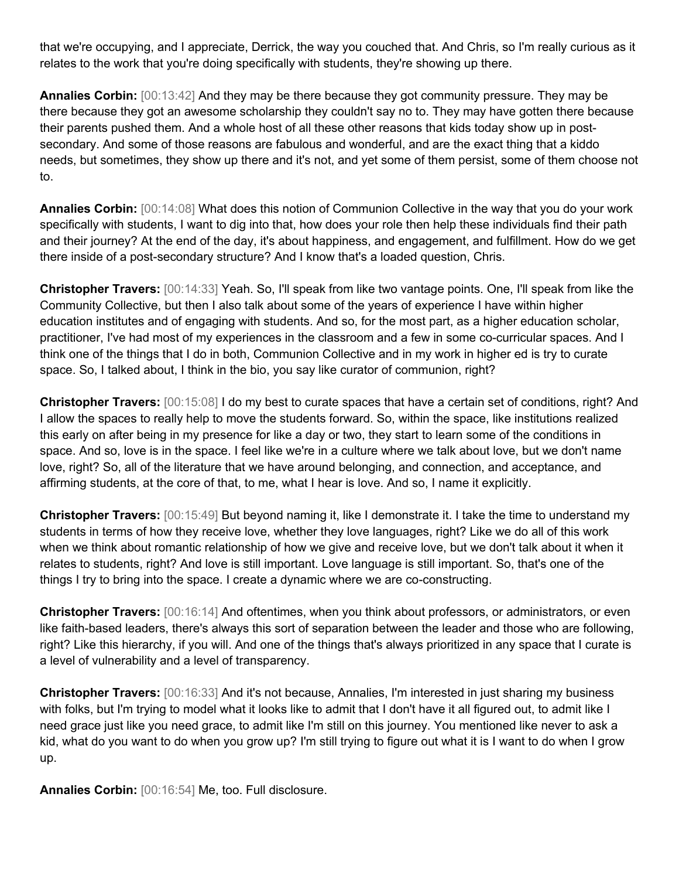that we're occupying, and I appreciate, Derrick, the way you couched that. And Chris, so I'm really curious as it relates to the work that you're doing specifically with students, they're showing up there.

**Annalies Corbin:** [00:13:42] And they may be there because they got community pressure. They may be there because they got an awesome scholarship they couldn't say no to. They may have gotten there because their parents pushed them. And a whole host of all these other reasons that kids today show up in post-secondary. And some of those reasons are fabulous and wonderful, and are the exact thing that a kiddo needs, but sometimes, they show up there and it's not, and yet some of them persist, some of them choose not to.

**Annalies Corbin:** [00:14:08] What does this notion of Communion Collective in the way that you do your work specifically with students, I want to dig into that, how does your role then help these individuals find their path and their journey? At the end of the day, it's about happiness, and engagement, and fulfillment. How do we get there inside of a post-secondary structure? And I know that's a loaded question, Chris.

**Christopher Travers:** [00:14:33] Yeah. So, I'll speak from like two vantage points. One, I'll speak from like the Community Collective, but then I also talk about some of the years of experience I have within higher education institutes and of engaging with students. And so, for the most part, as a higher education scholar, practitioner, I've had most of my experiences in the classroom and a few in some co-curricular spaces. And I think one of the things that I do in both, Communion Collective and in my work in higher ed is try to curate space. So, I talked about, I think in the bio, you say like curator of communion, right?

**Christopher Travers:** [00:15:08] I do my best to curate spaces that have a certain set of conditions, right? And I allow the spaces to really help to move the students forward. So, within the space, like institutions realized this early on after being in my presence for like a day or two, they start to learn some of the conditions in space. And so, love is in the space. I feel like we're in a culture where we talk about love, but we don't name love, right? So, all of the literature that we have around belonging, and connection, and acceptance, and affirming students, at the core of that, to me, what I hear is love. And so, I name it explicitly.

**Christopher Travers:** [00:15:49] But beyond naming it, like I demonstrate it. I take the time to understand my students in terms of how they receive love, whether they love languages, right? Like we do all of this work when we think about romantic relationship of how we give and receive love, but we don't talk about it when it relates to students, right? And love is still important. Love language is still important. So, that's one of the things I try to bring into the space. I create a dynamic where we are co-constructing.

**Christopher Travers:** [00:16:14] And oftentimes, when you think about professors, or administrators, or even like faith-based leaders, there's always this sort of separation between the leader and those who are following, right? Like this hierarchy, if you will. And one of the things that's always prioritized in any space that I curate is a level of vulnerability and a level of transparency.

**Christopher Travers:** [00:16:33] And it's not because, Annalies, I'm interested in just sharing my business with folks, but I'm trying to model what it looks like to admit that I don't have it all figured out, to admit like I need grace just like you need grace, to admit like I'm still on this journey. You mentioned like never to ask a kid, what do you want to do when you grow up? I'm still trying to figure out what it is I want to do when I grow up.

**Annalies Corbin:** [00:16:54] Me, too. Full disclosure.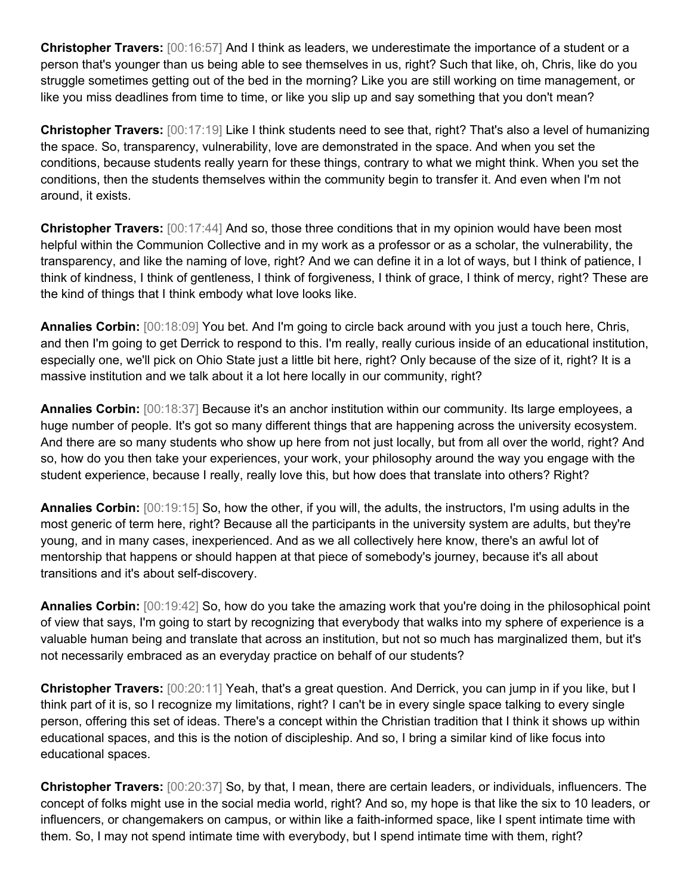**Christopher Travers:** [00:16:57] And I think as leaders, we underestimate the importance of a student or a person that's younger than us being able to see themselves in us, right? Such that like, oh, Chris, like do you struggle sometimes getting out of the bed in the morning? Like you are still working on time management, or like you miss deadlines from time to time, or like you slip up and say something that you don't mean?

**Christopher Travers:** [00:17:19] Like I think students need to see that, right? That's also a level of humanizing the space. So, transparency, vulnerability, love are demonstrated in the space. And when you set the conditions, because students really yearn for these things, contrary to what we might think. When you set the conditions, then the students themselves within the community begin to transfer it. And even when I'm not around, it exists.

**Christopher Travers:** [00:17:44] And so, those three conditions that in my opinion would have been most helpful within the Communion Collective and in my work as a professor or as a scholar, the vulnerability, the transparency, and like the naming of love, right? And we can define it in a lot of ways, but I think of patience, I think of kindness, I think of gentleness, I think of forgiveness, I think of grace, I think of mercy, right? These are the kind of things that I think embody what love looks like.

**Annalies Corbin:** [00:18:09] You bet. And I'm going to circle back around with you just a touch here, Chris, and then I'm going to get Derrick to respond to this. I'm really, really curious inside of an educational institution, especially one, we'll pick on Ohio State just a little bit here, right? Only because of the size of it, right? It is a massive institution and we talk about it a lot here locally in our community, right?

**Annalies Corbin:** [00:18:37] Because it's an anchor institution within our community. Its large employees, a huge number of people. It's got so many different things that are happening across the university ecosystem. And there are so many students who show up here from not just locally, but from all over the world, right? And so, how do you then take your experiences, your work, your philosophy around the way you engage with the student experience, because I really, really love this, but how does that translate into others? Right?

**Annalies Corbin:** [00:19:15] So, how the other, if you will, the adults, the instructors, I'm using adults in the most generic of term here, right? Because all the participants in the university system are adults, but they're young, and in many cases, inexperienced. And as we all collectively here know, there's an awful lot of mentorship that happens or should happen at that piece of somebody's journey, because it's all about transitions and it's about self-discovery.

**Annalies Corbin:** [00:19:42] So, how do you take the amazing work that you're doing in the philosophical point of view that says, I'm going to start by recognizing that everybody that walks into my sphere of experience is a valuable human being and translate that across an institution, but not so much has marginalized them, but it's not necessarily embraced as an everyday practice on behalf of our students?

**Christopher Travers:** [00:20:11] Yeah, that's a great question. And Derrick, you can jump in if you like, but I think part of it is, so I recognize my limitations, right? I can't be in every single space talking to every single person, offering this set of ideas. There's a concept within the Christian tradition that I think it shows up within educational spaces, and this is the notion of discipleship. And so, I bring a similar kind of like focus into educational spaces.

**Christopher Travers:** [00:20:37] So, by that, I mean, there are certain leaders, or individuals, influencers. The concept of folks might use in the social media world, right? And so, my hope is that like the six to 10 leaders, or influencers, or changemakers on campus, or within like a faith-informed space, like I spent intimate time with them. So, I may not spend intimate time with everybody, but I spend intimate time with them, right?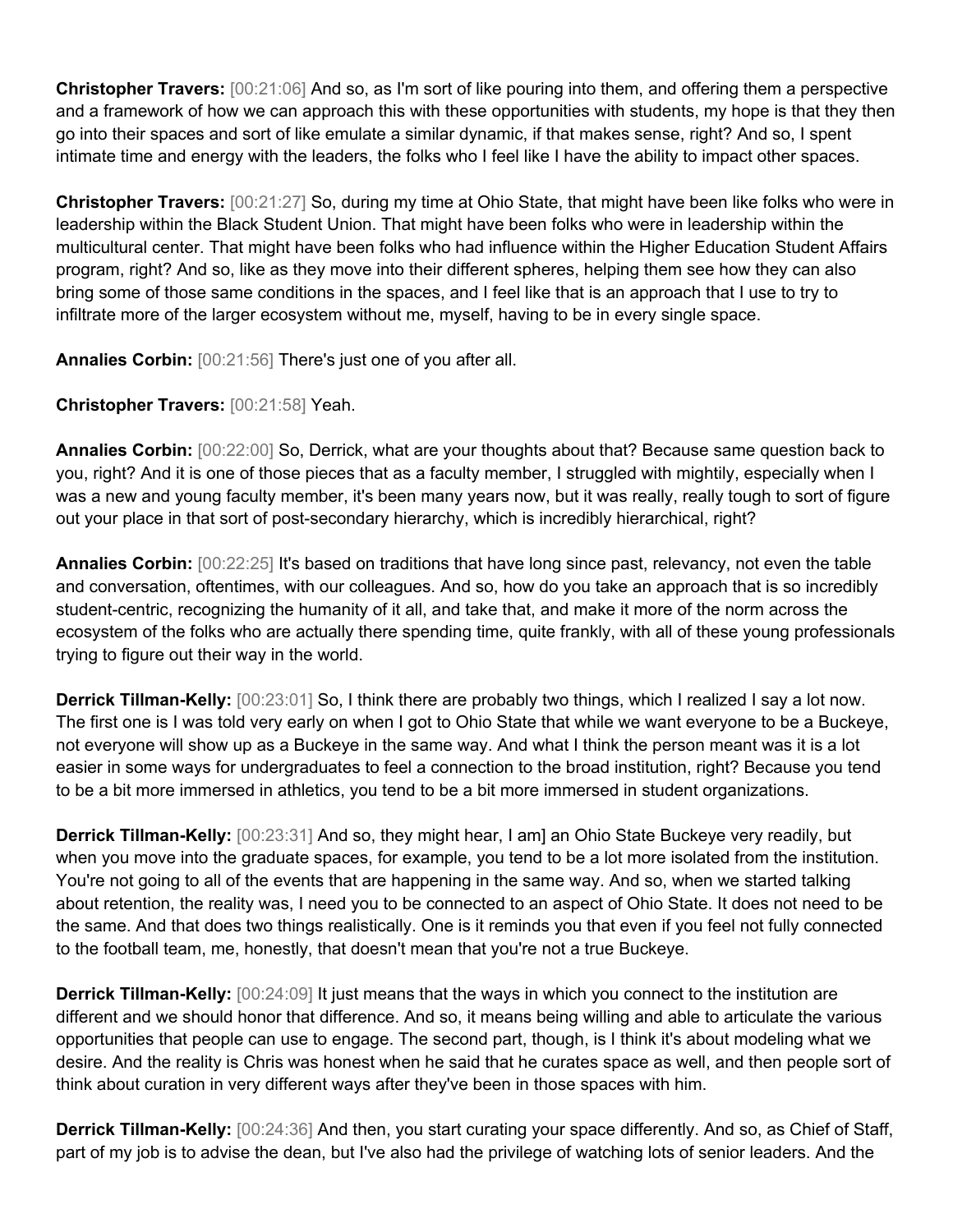**Christopher Travers:** [00:21:06] And so, as I'm sort of like pouring into them, and offering them a perspective and a framework of how we can approach this with these opportunities with students, my hope is that they then go into their spaces and sort of like emulate a similar dynamic, if that makes sense, right? And so, I spent intimate time and energy with the leaders, the folks who I feel like I have the ability to impact other spaces.

**Christopher Travers:** [00:21:27] So, during my time at Ohio State, that might have been like folks who were in leadership within the Black Student Union. That might have been folks who were in leadership within the multicultural center. That might have been folks who had influence within the Higher Education Student Affairs program, right? And so, like as they move into their different spheres, helping them see how they can also bring some of those same conditions in the spaces, and I feel like that is an approach that I use to try to infiltrate more of the larger ecosystem without me, myself, having to be in every single space.

**Annalies Corbin:** [00:21:56] There's just one of you after all.

**Christopher Travers:** [00:21:58] Yeah.

**Annalies Corbin:** [00:22:00] So, Derrick, what are your thoughts about that? Because same question back to you, right? And it is one of those pieces that as a faculty member, I struggled with mightily, especially when I was a new and young faculty member, it's been many years now, but it was really, really tough to sort of figure out your place in that sort of post-secondary hierarchy, which is incredibly hierarchical, right?

**Annalies Corbin:** [00:22:25] It's based on traditions that have long since past, relevancy, not even the table and conversation, oftentimes, with our colleagues. And so, how do you take an approach that is so incredibly student-centric, recognizing the humanity of it all, and take that, and make it more of the norm across the ecosystem of the folks who are actually there spending time, quite frankly, with all of these young professionals trying to figure out their way in the world.

**Derrick Tillman-Kelly:** [00:23:01] So, I think there are probably two things, which I realized I say a lot now. The first one is I was told very early on when I got to Ohio State that while we want everyone to be a Buckeye, not everyone will show up as a Buckeye in the same way. And what I think the person meant was it is a lot easier in some ways for undergraduates to feel a connection to the broad institution, right? Because you tend to be a bit more immersed in athletics, you tend to be a bit more immersed in student organizations.

**Derrick Tillman-Kelly:** [00:23:31] And so, they might hear, I am] an Ohio State Buckeye very readily, but when you move into the graduate spaces, for example, you tend to be a lot more isolated from the institution. You're not going to all of the events that are happening in the same way. And so, when we started talking about retention, the reality was, I need you to be connected to an aspect of Ohio State. It does not need to be the same. And that does two things realistically. One is it reminds you that even if you feel not fully connected to the football team, me, honestly, that doesn't mean that you're not a true Buckeye.

**Derrick Tillman-Kelly:** [00:24:09] It just means that the ways in which you connect to the institution are different and we should honor that difference. And so, it means being willing and able to articulate the various opportunities that people can use to engage. The second part, though, is I think it's about modeling what we desire. And the reality is Chris was honest when he said that he curates space as well, and then people sort of think about curation in very different ways after they've been in those spaces with him.

**Derrick Tillman-Kelly:** [00:24:36] And then, you start curating your space differently. And so, as Chief of Staff, part of my job is to advise the dean, but I've also had the privilege of watching lots of senior leaders. And the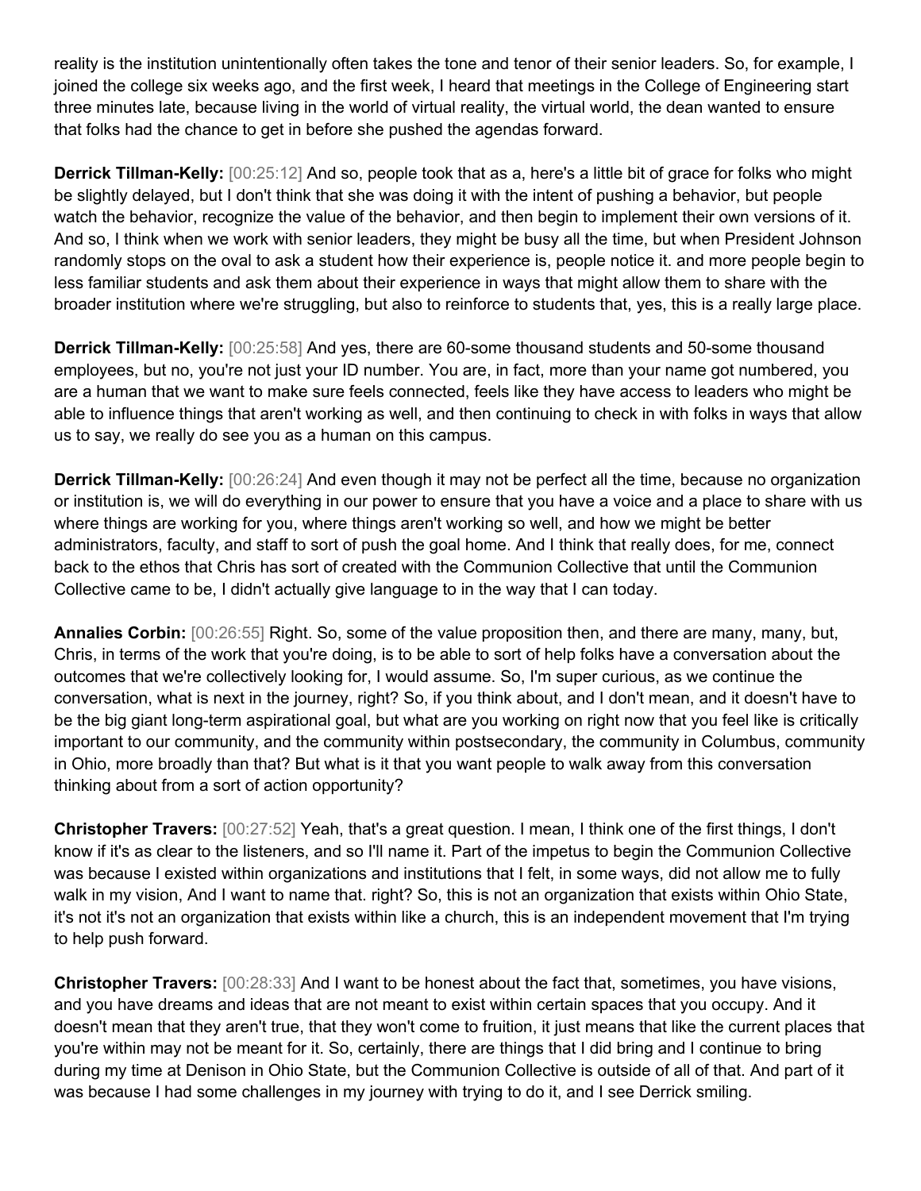reality is the institution unintentionally often takes the tone and tenor of their senior leaders. So, for example, I joined the college six weeks ago, and the first week, I heard that meetings in the College of Engineering start three minutes late, because living in the world of virtual reality, the virtual world, the dean wanted to ensure that folks had the chance to get in before she pushed the agendas forward.

**Derrick Tillman-Kelly:** [00:25:12] And so, people took that as a, here's a little bit of grace for folks who might be slightly delayed, but I don't think that she was doing it with the intent of pushing a behavior, but people watch the behavior, recognize the value of the behavior, and then begin to implement their own versions of it. And so, I think when we work with senior leaders, they might be busy all the time, but when President Johnson randomly stops on the oval to ask a student how their experience is, people notice it. and more people begin to less familiar students and ask them about their experience in ways that might allow them to share with the broader institution where we're struggling, but also to reinforce to students that, yes, this is a really large place.

**Derrick Tillman-Kelly:** [00:25:58] And yes, there are 60-some thousand students and 50-some thousand employees, but no, you're not just your ID number. You are, in fact, more than your name got numbered, you are a human that we want to make sure feels connected, feels like they have access to leaders who might be able to influence things that aren't working as well, and then continuing to check in with folks in ways that allow us to say, we really do see you as a human on this campus.

**Derrick Tillman-Kelly:** [00:26:24] And even though it may not be perfect all the time, because no organization or institution is, we will do everything in our power to ensure that you have a voice and a place to share with us where things are working for you, where things aren't working so well, and how we might be better administrators, faculty, and staff to sort of push the goal home. And I think that really does, for me, connect back to the ethos that Chris has sort of created with the Communion Collective that until the Communion Collective came to be, I didn't actually give language to in the way that I can today.

**Annalies Corbin:** [00:26:55] Right. So, some of the value proposition then, and there are many, many, but, Chris, in terms of the work that you're doing, is to be able to sort of help folks have a conversation about the outcomes that we're collectively looking for, I would assume. So, I'm super curious, as we continue the conversation, what is next in the journey, right? So, if you think about, and I don't mean, and it doesn't have to be the big giant long-term aspirational goal, but what are you working on right now that you feel like is critically important to our community, and the community within postsecondary, the community in Columbus, community in Ohio, more broadly than that? But what is it that you want people to walk away from this conversation thinking about from a sort of action opportunity?

**Christopher Travers:** [00:27:52] Yeah, that's a great question. I mean, I think one of the first things, I don't know if it's as clear to the listeners, and so I'll name it. Part of the impetus to begin the Communion Collective was because I existed within organizations and institutions that I felt, in some ways, did not allow me to fully walk in my vision, And I want to name that. right? So, this is not an organization that exists within Ohio State, it's not it's not an organization that exists within like a church, this is an independent movement that I'm trying to help push forward.

**Christopher Travers:** [00:28:33] And I want to be honest about the fact that, sometimes, you have visions, and you have dreams and ideas that are not meant to exist within certain spaces that you occupy. And it doesn't mean that they aren't true, that they won't come to fruition, it just means that like the current places that you're within may not be meant for it. So, certainly, there are things that I did bring and I continue to bring during my time at Denison in Ohio State, but the Communion Collective is outside of all of that. And part of it was because I had some challenges in my journey with trying to do it, and I see Derrick smiling.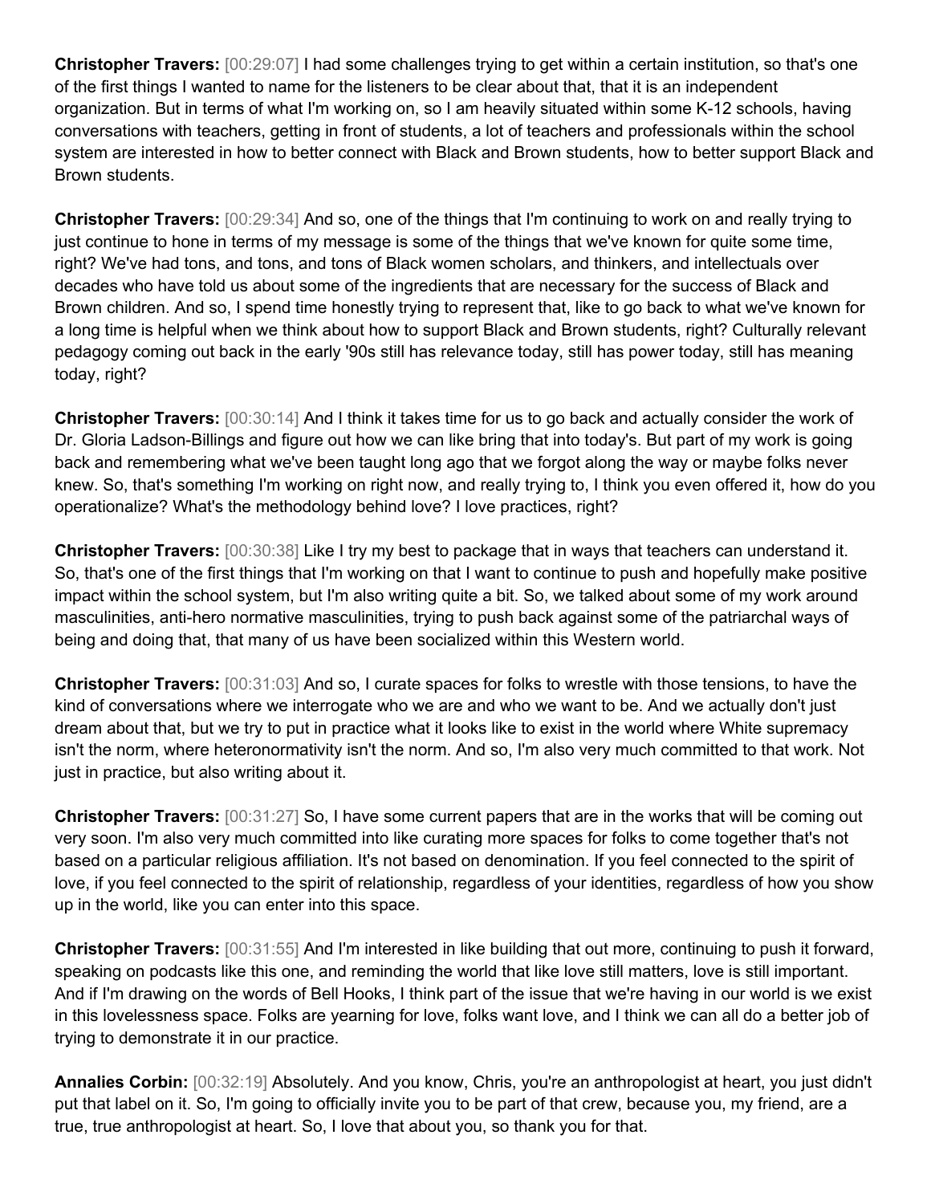**Christopher Travers:** [00:29:07] I had some challenges trying to get within a certain institution, so that's one of the first things I wanted to name for the listeners to be clear about that, that it is an independent organization. But in terms of what I'm working on, so I am heavily situated within some K-12 schools, having conversations with teachers, getting in front of students, a lot of teachers and professionals within the school system are interested in how to better connect with Black and Brown students, how to better support Black and Brown students.

**Christopher Travers:** [00:29:34] And so, one of the things that I'm continuing to work on and really trying to just continue to hone in terms of my message is some of the things that we've known for quite some time, right? We've had tons, and tons, and tons of Black women scholars, and thinkers, and intellectuals over decades who have told us about some of the ingredients that are necessary for the success of Black and Brown children. And so, I spend time honestly trying to represent that, like to go back to what we've known for a long time is helpful when we think about how to support Black and Brown students, right? Culturally relevant pedagogy coming out back in the early '90s still has relevance today, still has power today, still has meaning today, right?

**Christopher Travers:** [00:30:14] And I think it takes time for us to go back and actually consider the work of Dr. Gloria Ladson-Billings and figure out how we can like bring that into today's. But part of my work is going back and remembering what we've been taught long ago that we forgot along the way or maybe folks never knew. So, that's something I'm working on right now, and really trying to, I think you even offered it, how do you operationalize? What's the methodology behind love? I love practices, right?

**Christopher Travers:** [00:30:38] Like I try my best to package that in ways that teachers can understand it. So, that's one of the first things that I'm working on that I want to continue to push and hopefully make positive impact within the school system, but I'm also writing quite a bit. So, we talked about some of my work around masculinities, anti-hero normative masculinities, trying to push back against some of the patriarchal ways of being and doing that, that many of us have been socialized within this Western world.

**Christopher Travers:** [00:31:03] And so, I curate spaces for folks to wrestle with those tensions, to have the kind of conversations where we interrogate who we are and who we want to be. And we actually don't just dream about that, but we try to put in practice what it looks like to exist in the world where White supremacy isn't the norm, where heteronormativity isn't the norm. And so, I'm also very much committed to that work. Not just in practice, but also writing about it.

**Christopher Travers:** [00:31:27] So, I have some current papers that are in the works that will be coming out very soon. I'm also very much committed into like curating more spaces for folks to come together that's not based on a particular religious affiliation. It's not based on denomination. If you feel connected to the spirit of love, if you feel connected to the spirit of relationship, regardless of your identities, regardless of how you show up in the world, like you can enter into this space.

**Christopher Travers:** [00:31:55] And I'm interested in like building that out more, continuing to push it forward, speaking on podcasts like this one, and reminding the world that like love still matters, love is still important. And if I'm drawing on the words of Bell Hooks, I think part of the issue that we're having in our world is we exist in this lovelessness space. Folks are yearning for love, folks want love, and I think we can all do a better job of trying to demonstrate it in our practice.

**Annalies Corbin:** [00:32:19] Absolutely. And you know, Chris, you're an anthropologist at heart, you just didn't put that label on it. So, I'm going to officially invite you to be part of that crew, because you, my friend, are a true, true anthropologist at heart. So, I love that about you, so thank you for that.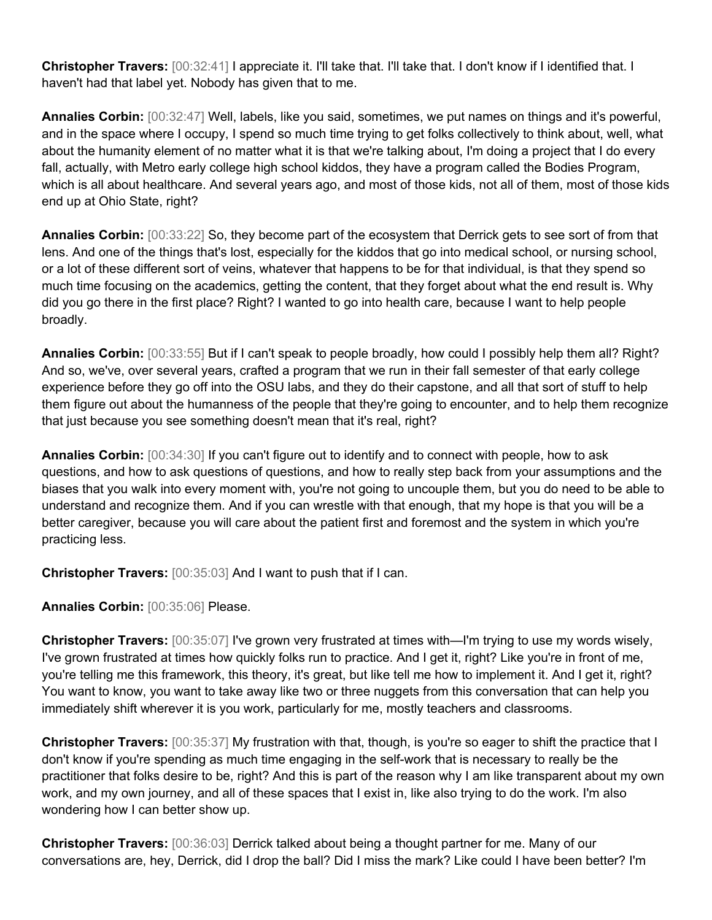**Christopher Travers:** [00:32:41] I appreciate it. I'll take that. I'll take that. I don't know if I identified that. I haven't had that label yet. Nobody has given that to me.

**Annalies Corbin:** [00:32:47] Well, labels, like you said, sometimes, we put names on things and it's powerful, and in the space where I occupy, I spend so much time trying to get folks collectively to think about, well, what about the humanity element of no matter what it is that we're talking about, I'm doing a project that I do every fall, actually, with Metro early college high school kiddos, they have a program called the Bodies Program, which is all about healthcare. And several years ago, and most of those kids, not all of them, most of those kids end up at Ohio State, right?

**Annalies Corbin:** [00:33:22] So, they become part of the ecosystem that Derrick gets to see sort of from that lens. And one of the things that's lost, especially for the kiddos that go into medical school, or nursing school, or a lot of these different sort of veins, whatever that happens to be for that individual, is that they spend so much time focusing on the academics, getting the content, that they forget about what the end result is. Why did you go there in the first place? Right? I wanted to go into health care, because I want to help people broadly.

**Annalies Corbin:** [00:33:55] But if I can't speak to people broadly, how could I possibly help them all? Right? And so, we've, over several years, crafted a program that we run in their fall semester of that early college experience before they go off into the OSU labs, and they do their capstone, and all that sort of stuff to help them figure out about the humanness of the people that they're going to encounter, and to help them recognize that just because you see something doesn't mean that it's real, right?

**Annalies Corbin:** [00:34:30] If you can't figure out to identify and to connect with people, how to ask questions, and how to ask questions of questions, and how to really step back from your assumptions and the biases that you walk into every moment with, you're not going to uncouple them, but you do need to be able to understand and recognize them. And if you can wrestle with that enough, that my hope is that you will be a better caregiver, because you will care about the patient first and foremost and the system in which you're practicing less.

**Christopher Travers:** [00:35:03] And I want to push that if I can.

**Annalies Corbin:** [00:35:06] Please.

**Christopher Travers:** [00:35:07] I've grown very frustrated at times with—I'm trying to use my words wisely, I've grown frustrated at times how quickly folks run to practice. And I get it, right? Like you're in front of me, you're telling me this framework, this theory, it's great, but like tell me how to implement it. And I get it, right? You want to know, you want to take away like two or three nuggets from this conversation that can help you immediately shift wherever it is you work, particularly for me, mostly teachers and classrooms.

**Christopher Travers:** [00:35:37] My frustration with that, though, is you're so eager to shift the practice that I don't know if you're spending as much time engaging in the self-work that is necessary to really be the practitioner that folks desire to be, right? And this is part of the reason why I am like transparent about my own work, and my own journey, and all of these spaces that I exist in, like also trying to do the work. I'm also wondering how I can better show up.

**Christopher Travers:** [00:36:03] Derrick talked about being a thought partner for me. Many of our conversations are, hey, Derrick, did I drop the ball? Did I miss the mark? Like could I have been better? I'm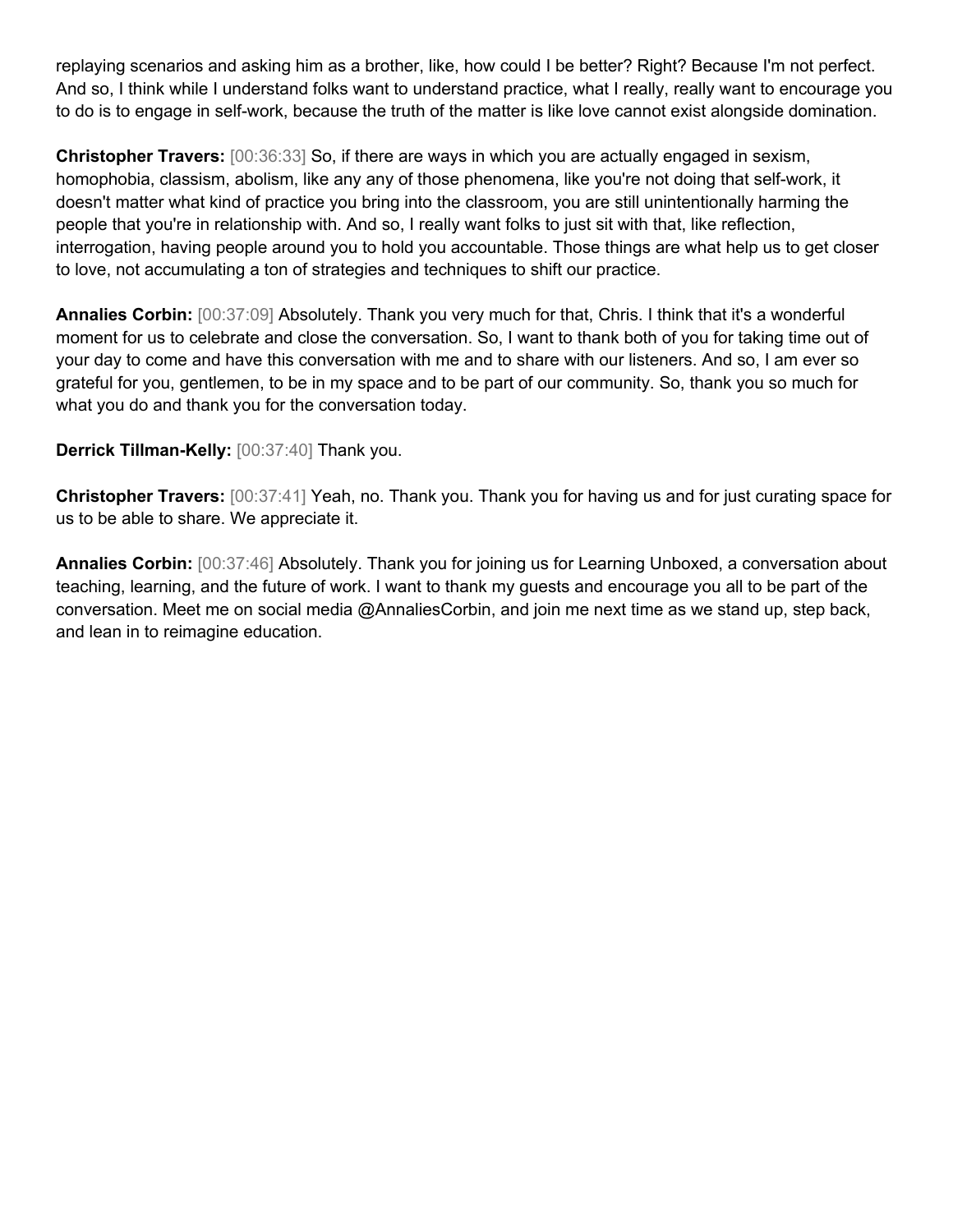replaying scenarios and asking him as a brother, like, how could I be better? Right? Because I'm not perfect. And so, I think while I understand folks want to understand practice, what I really, really want to encourage you to do is to engage in self-work, because the truth of the matter is like love cannot exist alongside domination.

**Christopher Travers:** [00:36:33] So, if there are ways in which you are actually engaged in sexism, homophobia, classism, abolism, like any any of those phenomena, like you're not doing that self-work, it doesn't matter what kind of practice you bring into the classroom, you are still unintentionally harming the people that you're in relationship with. And so, I really want folks to just sit with that, like reflection, interrogation, having people around you to hold you accountable. Those things are what help us to get closer to love, not accumulating a ton of strategies and techniques to shift our practice.

**Annalies Corbin:** [00:37:09] Absolutely. Thank you very much for that, Chris. I think that it's a wonderful moment for us to celebrate and close the conversation. So, I want to thank both of you for taking time out of your day to come and have this conversation with me and to share with our listeners. And so, I am ever so grateful for you, gentlemen, to be in my space and to be part of our community. So, thank you so much for what you do and thank you for the conversation today.

**Derrick Tillman-Kelly:** [00:37:40] Thank you.

**Christopher Travers:** [00:37:41] Yeah, no. Thank you. Thank you for having us and for just curating space for us to be able to share. We appreciate it.

**Annalies Corbin:** [00:37:46] Absolutely. Thank you for joining us for Learning Unboxed, a conversation about teaching, learning, and the future of work. I want to thank my guests and encourage you all to be part of the conversation. Meet me on social media @AnnaliesCorbin, and join me next time as we stand up, step back, and lean in to reimagine education.